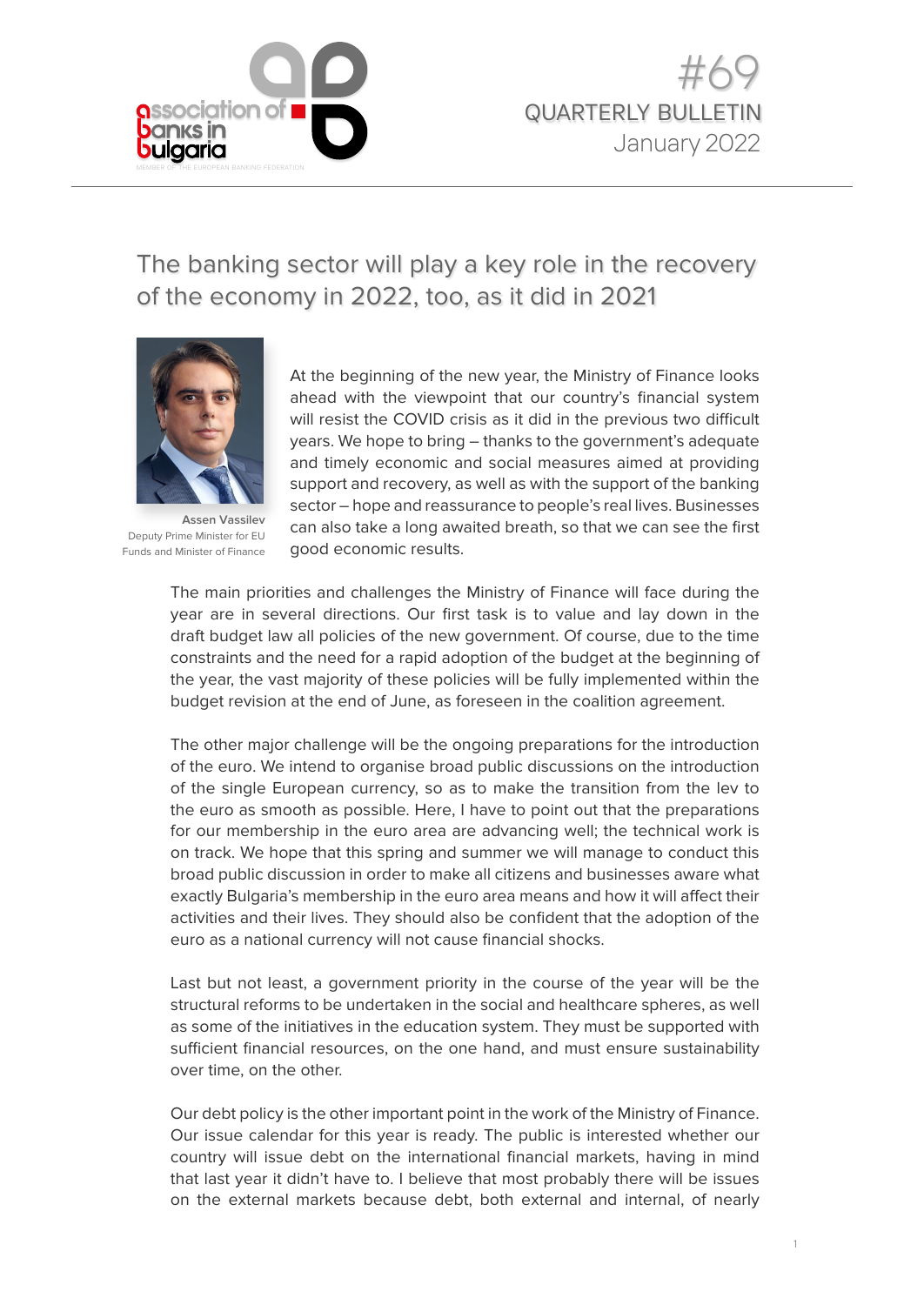# The banking sector will play a key role in the recovery of the economy in 2022, too, as it did in 2021

**Assen Vassilev**
Deputy Prime Minister for EU Funds and Minister of Finance

At the beginning of the new year, the Ministry of Finance looks ahead with the viewpoint that our country's financial system will resist the COVID crisis as it did in the previous two difficult years. We hope to bring – thanks to the government's adequate and timely economic and social measures aimed at providing support and recovery, as well as with the support of the banking sector – hope and reassurance to people's real lives. Businesses can also take a long awaited breath, so that we can see the first good economic results.

The main priorities and challenges the Ministry of Finance will face during the year are in several directions. Our first task is to value and lay down in the draft budget law all policies of the new government. Of course, due to the time constraints and the need for a rapid adoption of the budget at the beginning of the year, the vast majority of these policies will be fully implemented within the budget revision at the end of June, as foreseen in the coalition agreement.

The other major challenge will be the ongoing preparations for the introduction of the euro. We intend to organise broad public discussions on the introduction of the single European currency, so as to make the transition from the lev to the euro as smooth as possible. Here, I have to point out that the preparations for our membership in the euro area are advancing well; the technical work is on track. We hope that this spring and summer we will manage to conduct this broad public discussion in order to make all citizens and businesses aware what exactly Bulgaria's membership in the euro area means and how it will affect their activities and their lives. They should also be confident that the adoption of the euro as a national currency will not cause financial shocks.

Last but not least, a government priority in the course of the year will be the structural reforms to be undertaken in the social and healthcare spheres, as well as some of the initiatives in the education system. They must be supported with sufficient financial resources, on the one hand, and must ensure sustainability over time, on the other.

Our debt policy is the other important point in the work of the Ministry of Finance. Our issue calendar for this year is ready. The public is interested whether our country will issue debt on the international financial markets, having in mind that last year it didn't have to. I believe that most probably there will be issues on the external markets because debt, both external and internal, of nearly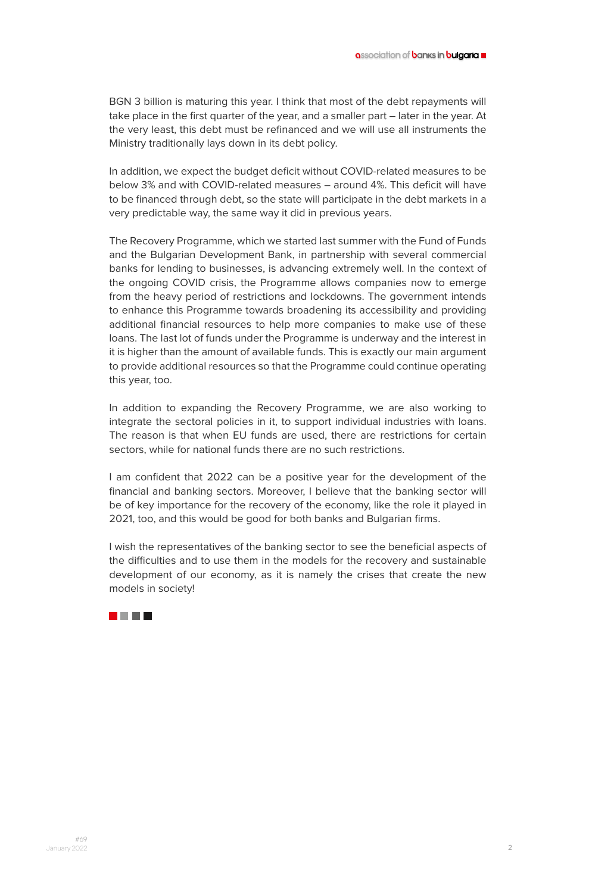BGN 3 billion is maturing this year. I think that most of the debt repayments will take place in the first quarter of the year, and a smaller part – later in the year. At the very least, this debt must be refinanced and we will use all instruments the Ministry traditionally lays down in its debt policy.

In addition, we expect the budget deficit without COVID-related measures to be below 3% and with COVID-related measures – around 4%. This deficit will have to be financed through debt, so the state will participate in the debt markets in a very predictable way, the same way it did in previous years.

The Recovery Programme, which we started last summer with the Fund of Funds and the Bulgarian Development Bank, in partnership with several commercial banks for lending to businesses, is advancing extremely well. In the context of the ongoing COVID crisis, the Programme allows companies now to emerge from the heavy period of restrictions and lockdowns. The government intends to enhance this Programme towards broadening its accessibility and providing additional financial resources to help more companies to make use of these loans. The last lot of funds under the Programme is underway and the interest in it is higher than the amount of available funds. This is exactly our main argument to provide additional resources so that the Programme could continue operating this year, too.

In addition to expanding the Recovery Programme, we are also working to integrate the sectoral policies in it, to support individual industries with loans. The reason is that when EU funds are used, there are restrictions for certain sectors, while for national funds there are no such restrictions.

I am confident that 2022 can be a positive year for the development of the financial and banking sectors. Moreover, I believe that the banking sector will be of key importance for the recovery of the economy, like the role it played in 2021, too, and this would be good for both banks and Bulgarian firms.

I wish the representatives of the banking sector to see the beneficial aspects of the difficulties and to use them in the models for the recovery and sustainable development of our economy, as it is namely the crises that create the new models in society!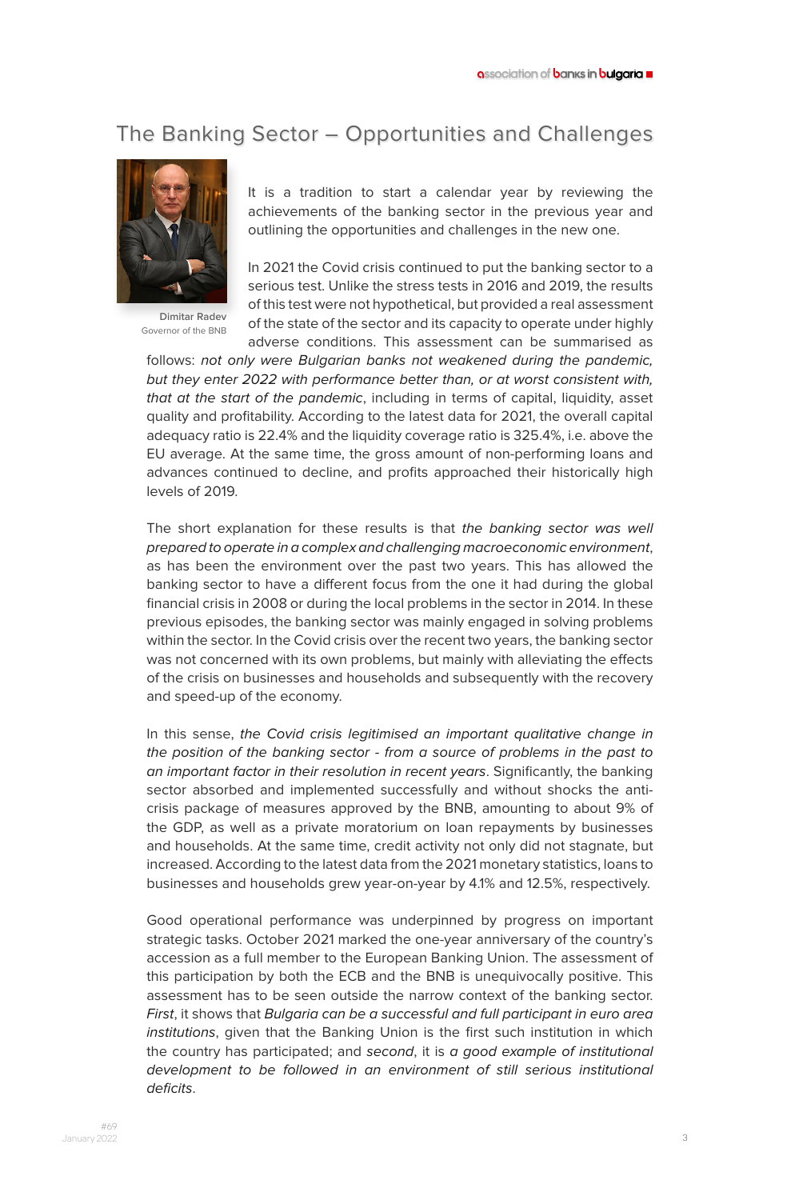# The Banking Sector – Opportunities and Challenges

Dimitar Radev
Governor of the BNB

It is a tradition to start a calendar year by reviewing the achievements of the banking sector in the previous year and outlining the opportunities and challenges in the new one.

In 2021 the Covid crisis continued to put the banking sector to a serious test. Unlike the stress tests in 2016 and 2019, the results of this test were not hypothetical, but provided a real assessment of the state of the sector and its capacity to operate under highly adverse conditions. This assessment can be summarised as follows: *not only were Bulgarian banks not weakened during the pandemic, but they enter 2022 with performance better than, or at worst consistent with, that at the start of the pandemic*, including in terms of capital, liquidity, asset quality and profitability. According to the latest data for 2021, the overall capital adequacy ratio is 22.4% and the liquidity coverage ratio is 325.4%, i.e. above the EU average. At the same time, the gross amount of non-performing loans and advances continued to decline, and profits approached their historically high levels of 2019.

The short explanation for these results is that *the banking sector was well prepared to operate in a complex and challenging macroeconomic environment*, as has been the environment over the past two years. This has allowed the banking sector to have a different focus from the one it had during the global financial crisis in 2008 or during the local problems in the sector in 2014. In these previous episodes, the banking sector was mainly engaged in solving problems within the sector. In the Covid crisis over the recent two years, the banking sector was not concerned with its own problems, but mainly with alleviating the effects of the crisis on businesses and households and subsequently with the recovery and speed-up of the economy.

In this sense, *the Covid crisis legitimised an important qualitative change in the position of the banking sector - from a source of problems in the past to an important factor in their resolution in recent years*. Significantly, the banking sector absorbed and implemented successfully and without shocks the anti-crisis package of measures approved by the BNB, amounting to about 9% of the GDP, as well as a private moratorium on loan repayments by businesses and households. At the same time, credit activity not only did not stagnate, but increased. According to the latest data from the 2021 monetary statistics, loans to businesses and households grew year-on-year by 4.1% and 12.5%, respectively.

Good operational performance was underpinned by progress on important strategic tasks. October 2021 marked the one-year anniversary of the country's accession as a full member to the European Banking Union. The assessment of this participation by both the ECB and the BNB is unequivocally positive. This assessment has to be seen outside the narrow context of the banking sector. *First*, it shows that *Bulgaria can be a successful and full participant in euro area institutions*, given that the Banking Union is the first such institution in which the country has participated; and *second*, it is *a good example of institutional development to be followed in an environment of still serious institutional deficits*.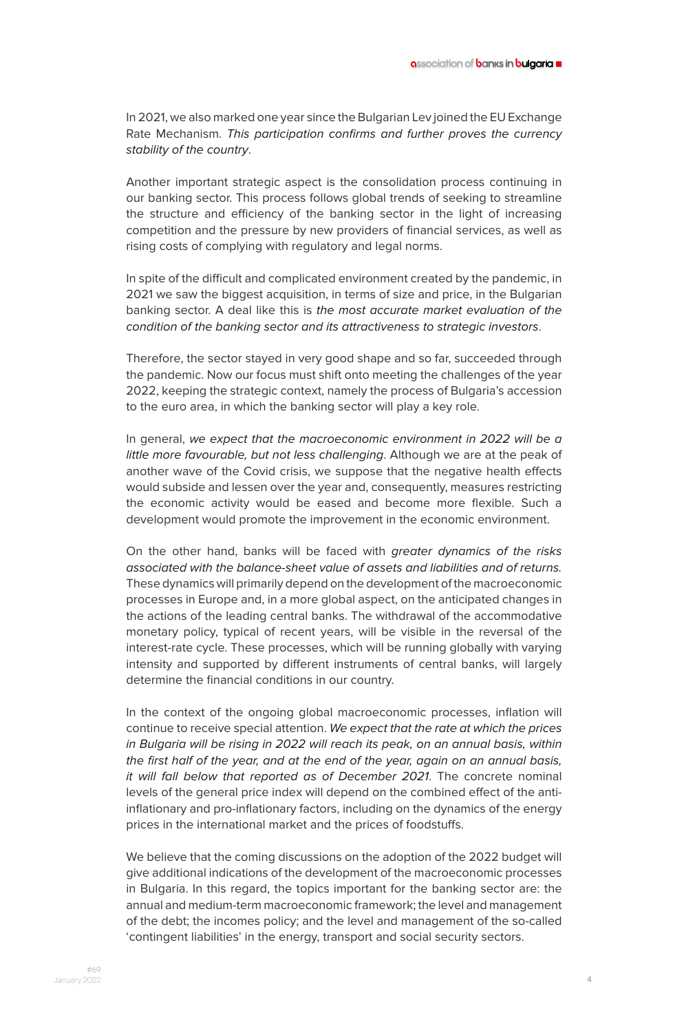In 2021, we also marked one year since the Bulgarian Lev joined the EU Exchange Rate Mechanism. *This participation confirms and further proves the currency stability of the country*.

Another important strategic aspect is the consolidation process continuing in our banking sector. This process follows global trends of seeking to streamline the structure and efficiency of the banking sector in the light of increasing competition and the pressure by new providers of financial services, as well as rising costs of complying with regulatory and legal norms.

In spite of the difficult and complicated environment created by the pandemic, in 2021 we saw the biggest acquisition, in terms of size and price, in the Bulgarian banking sector. A deal like this is *the most accurate market evaluation of the condition of the banking sector and its attractiveness to strategic investors*.

Therefore, the sector stayed in very good shape and so far, succeeded through the pandemic. Now our focus must shift onto meeting the challenges of the year 2022, keeping the strategic context, namely the process of Bulgaria's accession to the euro area, in which the banking sector will play a key role.

In general, *we expect that the macroeconomic environment in 2022 will be a little more favourable, but not less challenging*. Although we are at the peak of another wave of the Covid crisis, we suppose that the negative health effects would subside and lessen over the year and, consequently, measures restricting the economic activity would be eased and become more flexible. Such a development would promote the improvement in the economic environment.

On the other hand, banks will be faced with *greater dynamics of the risks associated with the balance-sheet value of assets and liabilities and of returns.* These dynamics will primarily depend on the development of the macroeconomic processes in Europe and, in a more global aspect, on the anticipated changes in the actions of the leading central banks. The withdrawal of the accommodative monetary policy, typical of recent years, will be visible in the reversal of the interest-rate cycle. These processes, which will be running globally with varying intensity and supported by different instruments of central banks, will largely determine the financial conditions in our country.

In the context of the ongoing global macroeconomic processes, inflation will continue to receive special attention. *We expect that the rate at which the prices in Bulgaria will be rising in 2022 will reach its peak, on an annual basis, within the first half of the year, and at the end of the year, again on an annual basis, it will fall below that reported as of December 2021.* The concrete nominal levels of the general price index will depend on the combined effect of the anti-inflationary and pro-inflationary factors, including on the dynamics of the energy prices in the international market and the prices of foodstuffs.

We believe that the coming discussions on the adoption of the 2022 budget will give additional indications of the development of the macroeconomic processes in Bulgaria. In this regard, the topics important for the banking sector are: the annual and medium-term macroeconomic framework; the level and management of the debt; the incomes policy; and the level and management of the so-called 'contingent liabilities' in the energy, transport and social security sectors.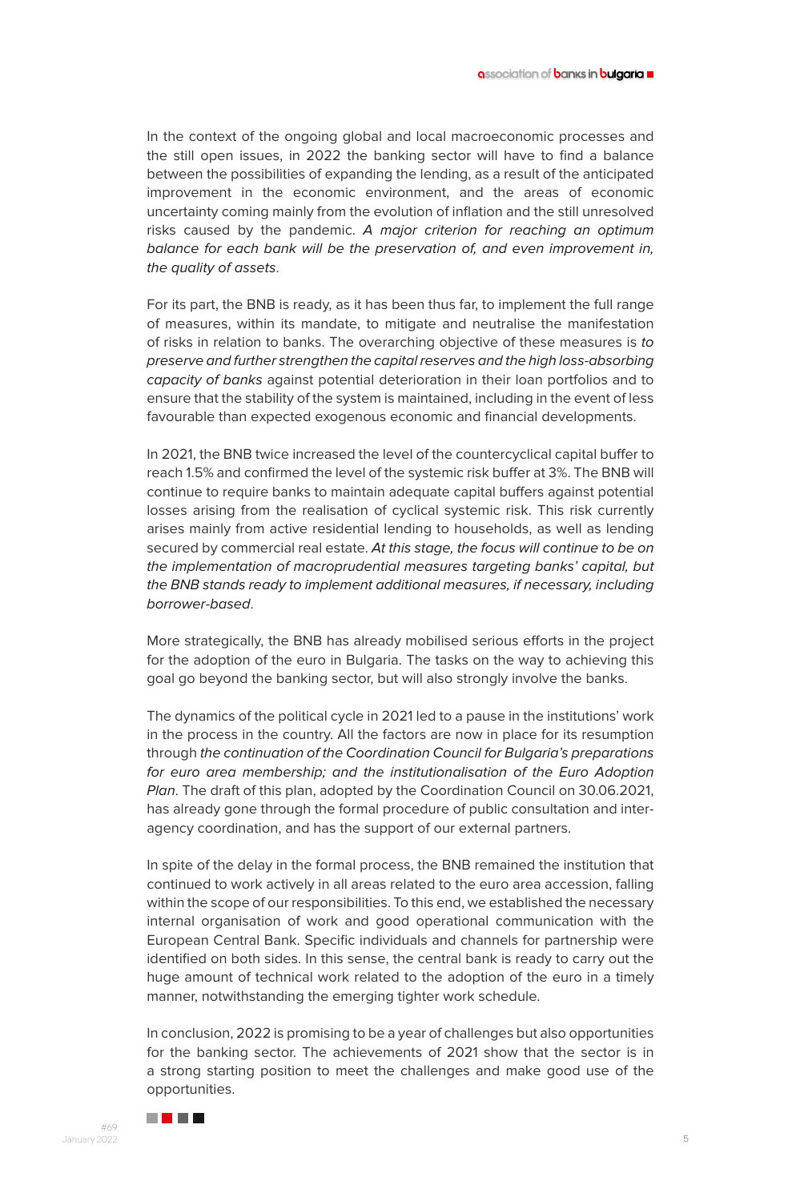In the context of the ongoing global and local macroeconomic processes and the still open issues, in 2022 the banking sector will have to find a balance between the possibilities of expanding the lending, as a result of the anticipated improvement in the economic environment, and the areas of economic uncertainty coming mainly from the evolution of inflation and the still unresolved risks caused by the pandemic. *A major criterion for reaching an optimum balance for each bank will be the preservation of, and even improvement in, the quality of assets*.

For its part, the BNB is ready, as it has been thus far, to implement the full range of measures, within its mandate, to mitigate and neutralise the manifestation of risks in relation to banks. The overarching objective of these measures is *to preserve and further strengthen the capital reserves and the high loss-absorbing capacity of banks* against potential deterioration in their loan portfolios and to ensure that the stability of the system is maintained, including in the event of less favourable than expected exogenous economic and financial developments.

In 2021, the BNB twice increased the level of the countercyclical capital buffer to reach 1.5% and confirmed the level of the systemic risk buffer at 3%. The BNB will continue to require banks to maintain adequate capital buffers against potential losses arising from the realisation of cyclical systemic risk. This risk currently arises mainly from active residential lending to households, as well as lending secured by commercial real estate. *At this stage, the focus will continue to be on the implementation of macroprudential measures targeting banks' capital, but the BNB stands ready to implement additional measures, if necessary, including borrower-based*.

More strategically, the BNB has already mobilised serious efforts in the project for the adoption of the euro in Bulgaria. The tasks on the way to achieving this goal go beyond the banking sector, but will also strongly involve the banks.

The dynamics of the political cycle in 2021 led to a pause in the institutions' work in the process in the country. All the factors are now in place for its resumption through *the continuation of the Coordination Council for Bulgaria's preparations for euro area membership; and the institutionalisation of the Euro Adoption Plan*. The draft of this plan, adopted by the Coordination Council on 30.06.2021, has already gone through the formal procedure of public consultation and inter-agency coordination, and has the support of our external partners.

In spite of the delay in the formal process, the BNB remained the institution that continued to work actively in all areas related to the euro area accession, falling within the scope of our responsibilities. To this end, we established the necessary internal organisation of work and good operational communication with the European Central Bank. Specific individuals and channels for partnership were identified on both sides. In this sense, the central bank is ready to carry out the huge amount of technical work related to the adoption of the euro in a timely manner, notwithstanding the emerging tighter work schedule.

In conclusion, 2022 is promising to be a year of challenges but also opportunities for the banking sector. The achievements of 2021 show that the sector is in a strong starting position to meet the challenges and make good use of the opportunities.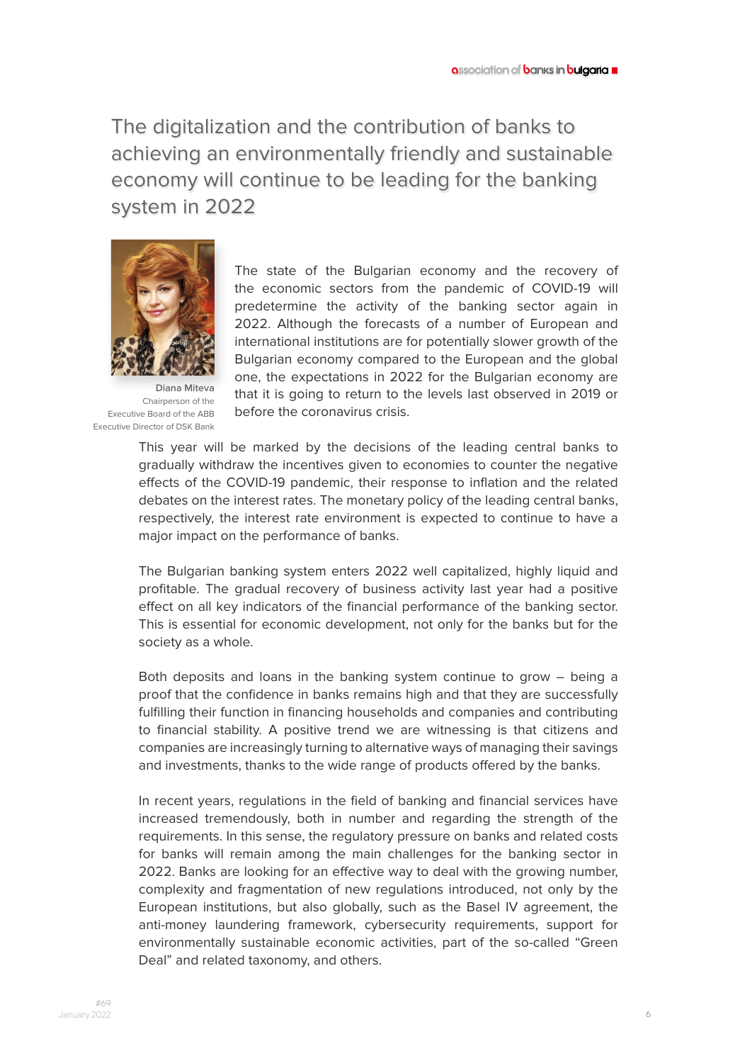# The digitalization and the contribution of banks to achieving an environmentally friendly and sustainable economy will continue to be leading for the banking system in 2022

**Diana Miteva**
Chairperson of the Executive Board of the ABB
Executive Director of DSK Bank

The state of the Bulgarian economy and the recovery of the economic sectors from the pandemic of COVID-19 will predetermine the activity of the banking sector again in 2022. Although the forecasts of a number of European and international institutions are for potentially slower growth of the Bulgarian economy compared to the European and the global one, the expectations in 2022 for the Bulgarian economy are that it is going to return to the levels last observed in 2019 or before the coronavirus crisis.

This year will be marked by the decisions of the leading central banks to gradually withdraw the incentives given to economies to counter the negative effects of the COVID-19 pandemic, their response to inflation and the related debates on the interest rates. The monetary policy of the leading central banks, respectively, the interest rate environment is expected to continue to have a major impact on the performance of banks.

The Bulgarian banking system enters 2022 well capitalized, highly liquid and profitable. The gradual recovery of business activity last year had a positive effect on all key indicators of the financial performance of the banking sector. This is essential for economic development, not only for the banks but for the society as a whole.

Both deposits and loans in the banking system continue to grow – being a proof that the confidence in banks remains high and that they are successfully fulfilling their function in financing households and companies and contributing to financial stability. A positive trend we are witnessing is that citizens and companies are increasingly turning to alternative ways of managing their savings and investments, thanks to the wide range of products offered by the banks.

In recent years, regulations in the field of banking and financial services have increased tremendously, both in number and regarding the strength of the requirements. In this sense, the regulatory pressure on banks and related costs for banks will remain among the main challenges for the banking sector in 2022. Banks are looking for an effective way to deal with the growing number, complexity and fragmentation of new regulations introduced, not only by the European institutions, but also globally, such as the Basel IV agreement, the anti-money laundering framework, cybersecurity requirements, support for environmentally sustainable economic activities, part of the so-called "Green Deal" and related taxonomy, and others.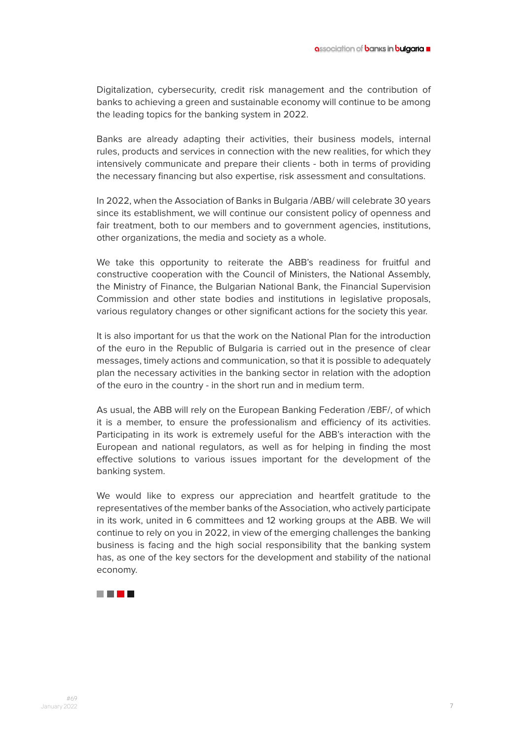Digitalization, cybersecurity, credit risk management and the contribution of banks to achieving a green and sustainable economy will continue to be among the leading topics for the banking system in 2022.

Banks are already adapting their activities, their business models, internal rules, products and services in connection with the new realities, for which they intensively communicate and prepare their clients - both in terms of providing the necessary financing but also expertise, risk assessment and consultations.

In 2022, when the Association of Banks in Bulgaria /ABB/ will celebrate 30 years since its establishment, we will continue our consistent policy of openness and fair treatment, both to our members and to government agencies, institutions, other organizations, the media and society as a whole.

We take this opportunity to reiterate the ABB's readiness for fruitful and constructive cooperation with the Council of Ministers, the National Assembly, the Ministry of Finance, the Bulgarian National Bank, the Financial Supervision Commission and other state bodies and institutions in legislative proposals, various regulatory changes or other significant actions for the society this year.

It is also important for us that the work on the National Plan for the introduction of the euro in the Republic of Bulgaria is carried out in the presence of clear messages, timely actions and communication, so that it is possible to adequately plan the necessary activities in the banking sector in relation with the adoption of the euro in the country - in the short run and in medium term.

As usual, the ABB will rely on the European Banking Federation /EBF/, of which it is a member, to ensure the professionalism and efficiency of its activities. Participating in its work is extremely useful for the ABB's interaction with the European and national regulators, as well as for helping in finding the most effective solutions to various issues important for the development of the banking system.

We would like to express our appreciation and heartfelt gratitude to the representatives of the member banks of the Association, who actively participate in its work, united in 6 committees and 12 working groups at the ABB. We will continue to rely on you in 2022, in view of the emerging challenges the banking business is facing and the high social responsibility that the banking system has, as one of the key sectors for the development and stability of the national economy.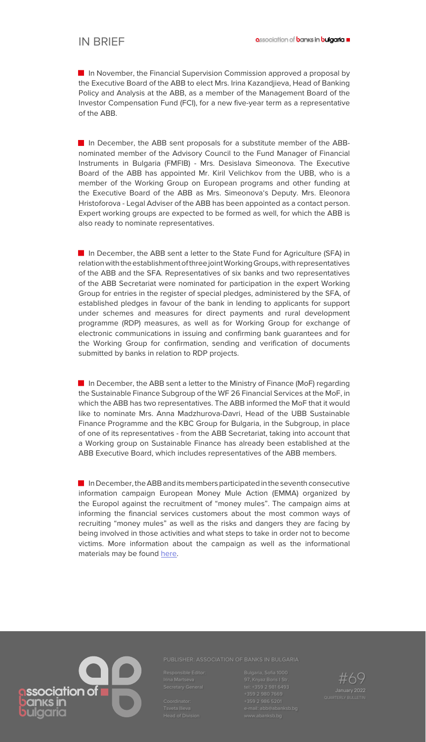# IN BRIEF

In November, the Financial Supervision Commission approved a proposal by the Executive Board of the ABB to elect Mrs. Irina Kazandjieva, Head of Banking Policy and Analysis at the ABB, as a member of the Management Board of the Investor Compensation Fund (FCI), for a new five-year term as a representative of the ABB.

In December, the ABB sent proposals for a substitute member of the ABB-nominated member of the Advisory Council to the Fund Manager of Financial Instruments in Bulgaria (FMFIB) - Mrs. Desislava Simeonova. The Executive Board of the ABB has appointed Mr. Kiril Velichkov from the UBB, who is a member of the Working Group on European programs and other funding at the Executive Board of the ABB as Mrs. Simeonova's Deputy. Mrs. Eleonora Hristoforova - Legal Adviser of the ABB has been appointed as a contact person. Expert working groups are expected to be formed as well, for which the ABB is also ready to nominate representatives.

In December, the ABB sent a letter to the State Fund for Agriculture (SFA) in relation with the establishment of three joint Working Groups, with representatives of the ABB and the SFA. Representatives of six banks and two representatives of the ABB Secretariat were nominated for participation in the expert Working Group for entries in the register of special pledges, administered by the SFA, of established pledges in favour of the bank in lending to applicants for support under schemes and measures for direct payments and rural development programme (RDP) measures, as well as for Working Group for exchange of electronic communications in issuing and confirming bank guarantees and for the Working Group for confirmation, sending and verification of documents submitted by banks in relation to RDP projects.

In December, the ABB sent a letter to the Ministry of Finance (MoF) regarding the Sustainable Finance Subgroup of the WF 26 Financial Services at the MoF, in which the ABB has two representatives. The ABB informed the MoF that it would like to nominate Mrs. Anna Madzhurova-Davri, Head of the UBB Sustainable Finance Programme and the KBC Group for Bulgaria, in the Subgroup, in place of one of its representatives - from the ABB Secretariat, taking into account that a Working group on Sustainable Finance has already been established at the ABB Executive Board, which includes representatives of the ABB members.

In December, the ABB and its members participated in the seventh consecutive information campaign European Money Mule Action (EMMA) organized by the Europol against the recruitment of "money mules". The campaign aims at informing the financial services customers about the most common ways of recruiting "money mules" as well as the risks and dangers they are facing by being involved in those activities and what steps to take in order not to become victims. More information about the campaign as well as the informational materials may be found here.

PUBLISHER: ASSOCIATION OF BANKS IN BULGARIA

Responsible Editor:
Irina Martseva
Secretary General

Coordinator:
Tsveta Ilieva
Head of Division

Bulgaria, Sofia 1000
97, Knyaz Boris I Str.
tel: +359 2 981 6493
+359 2 980 7669
+359 2 986 5201
e-mail: abb@abanksb.bg
www.abanksb.bg

#69
January 2022
QUARTERLY BULLETIN